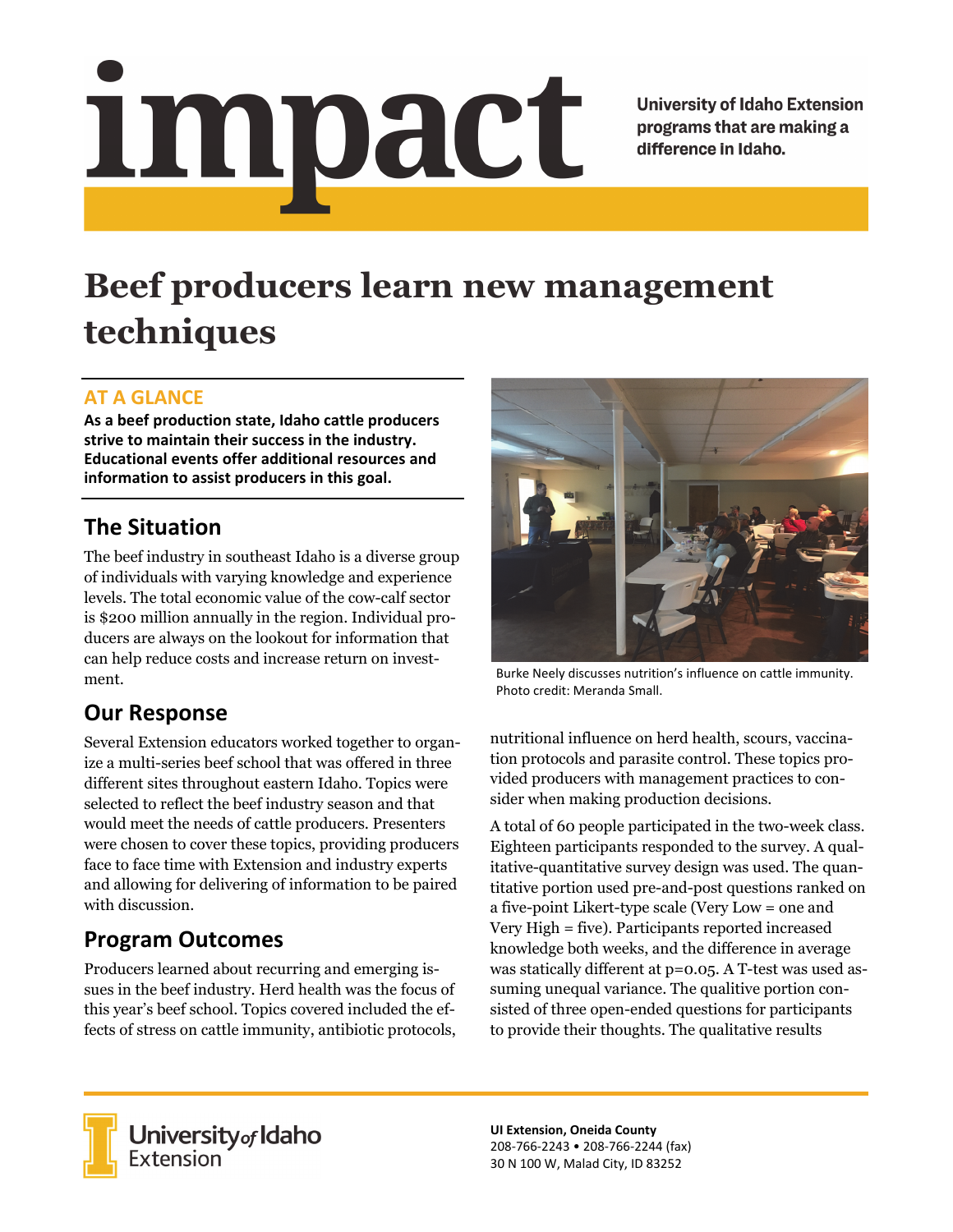# impact

**University of Idaho Extension programs that are making a difference in Idaho.**

# Beef producers learn new management techniques

### AT A GLANCE

**As a beef production state, Idaho cattle producers strive to maintain their success in the industry. Educational events offer additional resources and information to assist producers in this goal.**

## The Situation

The beef industry in southeast Idaho is a diverse group of individuals with varying knowledge and experience levels. The total economic value of the cow-calf sector is $200 million annually in the region. Individual producers are always on the lookout for information that can help reduce costs and increase return on investment.

## Our Response

Several Extension educators worked together to organize a multi-series beef school that was offered in three different sites throughout eastern Idaho. Topics were selected to reflect the beef industry season and that would meet the needs of cattle producers. Presenters were chosen to cover these topics, providing producers face to face time with Extension and industry experts and allowing for delivering of information to be paired with discussion.

## Program Outcomes

Producers learned about recurring and emerging issues in the beef industry. Herd health was the focus of this year's beef school. Topics covered included the effects of stress on cattle immunity, antibiotic protocols, nutritional influence on herd health, scours, vaccination protocols and parasite control. These topics provided producers with management practices to consider when making production decisions.

Burke Neely discusses nutrition's influence on cattle immunity. Photo credit: Meranda Small.

A total of 60 people participated in the two-week class. Eighteen participants responded to the survey. A qualitative-quantitative survey design was used. The quantitative portion used pre-and-post questions ranked on a five-point Likert-type scale (Very Low = one and Very High = five). Participants reported increased knowledge both weeks, and the difference in average was statically different at $p=0.05$. A T-test was used assuming unequal variance. The qualitive portion consisted of three open-ended questions for participants to provide their thoughts. The qualitative results

**UI Extension, Oneida County**
208-766-2243 • 208-766-2244 (fax)
30 N 100 W, Malad City, ID 83252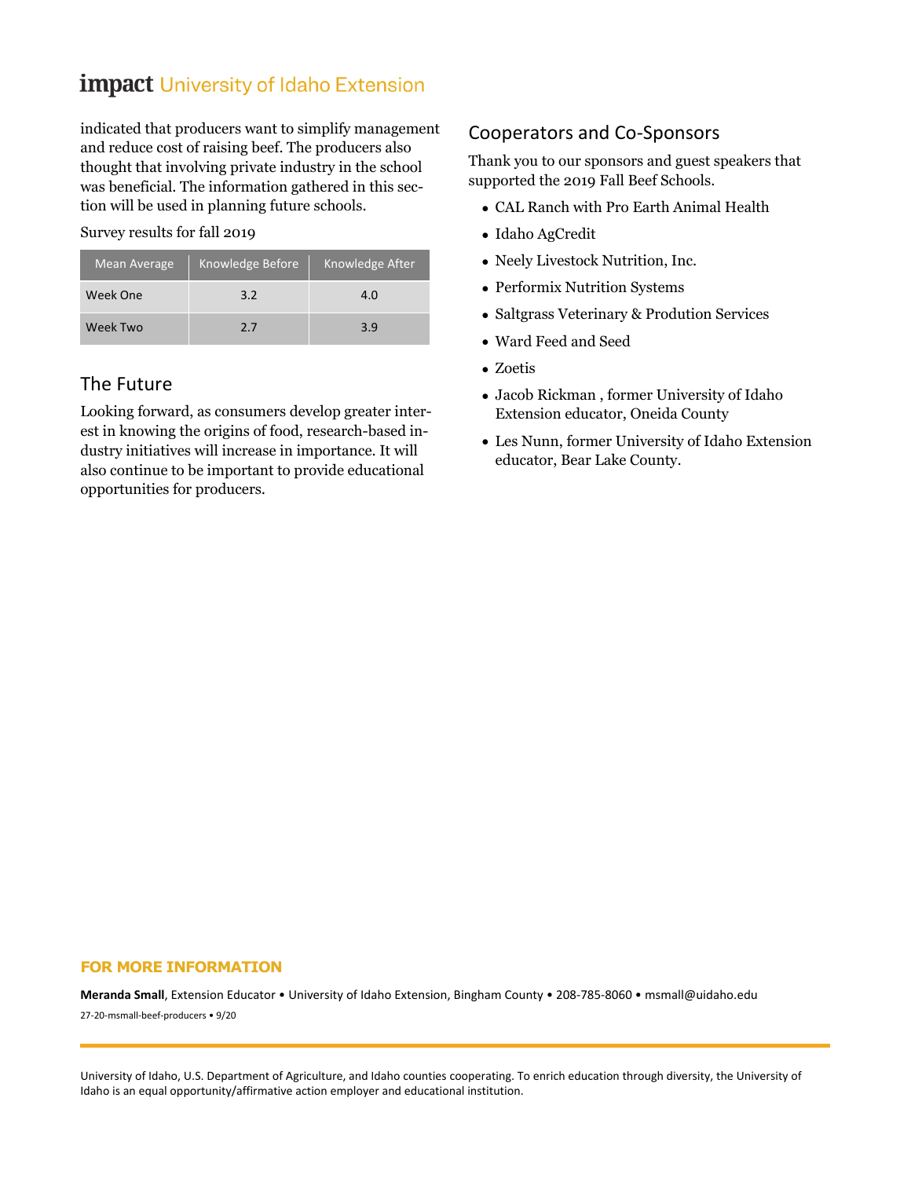indicated that producers want to simplify management and reduce cost of raising beef. The producers also thought that involving private industry in the school was beneficial. The information gathered in this section will be used in planning future schools.

Survey results for fall 2019

| Mean Average | Knowledge Before | Knowledge After |
|---|---|---|
| Week One | 3.2 | 4.0 |
| Week Two | 2.7 | 3.9 |

## The Future

Looking forward, as consumers develop greater interest in knowing the origins of food, research-based industry initiatives will increase in importance. It will also continue to be important to provide educational opportunities for producers.

## Cooperators and Co-Sponsors

Thank you to our sponsors and guest speakers that supported the 2019 Fall Beef Schools.

- CAL Ranch with Pro Earth Animal Health
- Idaho AgCredit
- Neely Livestock Nutrition, Inc.
- Performix Nutrition Systems
- Saltgrass Veterinary & Prodution Services
- Ward Feed and Seed
- Zoetis
- Jacob Rickman , former University of Idaho Extension educator, Oneida County
- Les Nunn, former University of Idaho Extension educator, Bear Lake County.

**FOR MORE INFORMATION**

**Meranda Small**, Extension Educator • University of Idaho Extension, Bingham County • 208-785-8060 • msmall@uidaho.edu

27-20-msmall-beef-producers • 9/20

University of Idaho, U.S. Department of Agriculture, and Idaho counties cooperating. To enrich education through diversity, the University of Idaho is an equal opportunity/affirmative action employer and educational institution.